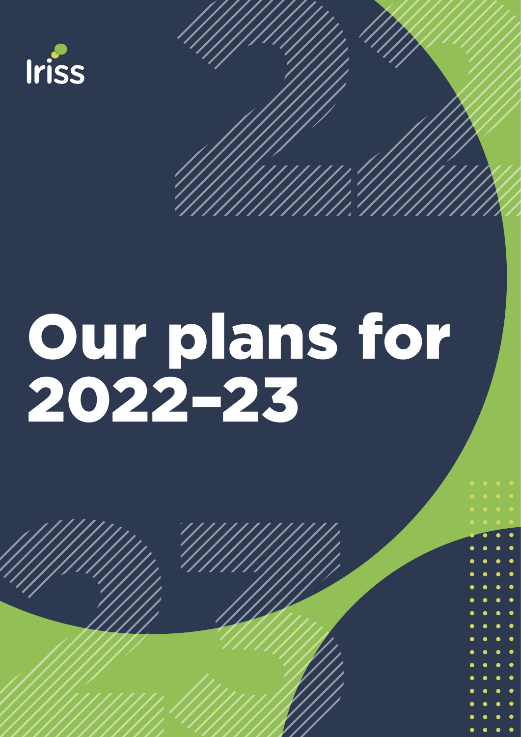Iriss

# Our plans for 2022–23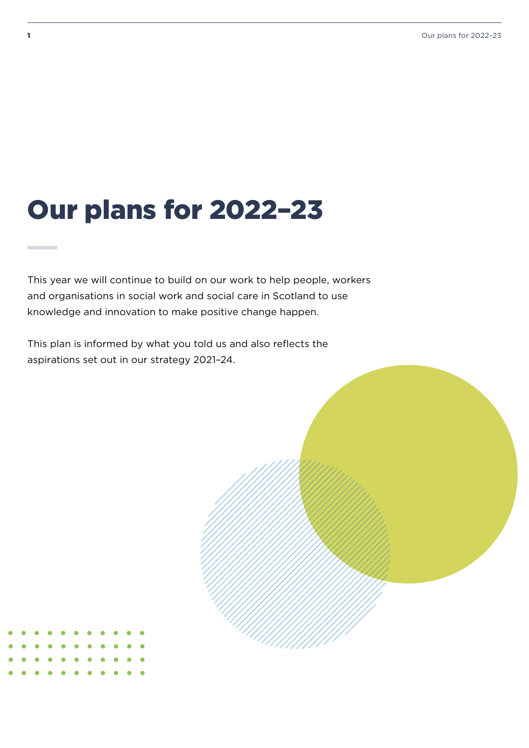# Our plans for 2022–23

This year we will continue to build on our work to help people, workers and organisations in social work and social care in Scotland to use knowledge and innovation to make positive change happen.

This plan is informed by what you told us and also reflects the aspirations set out in our strategy 2021–24.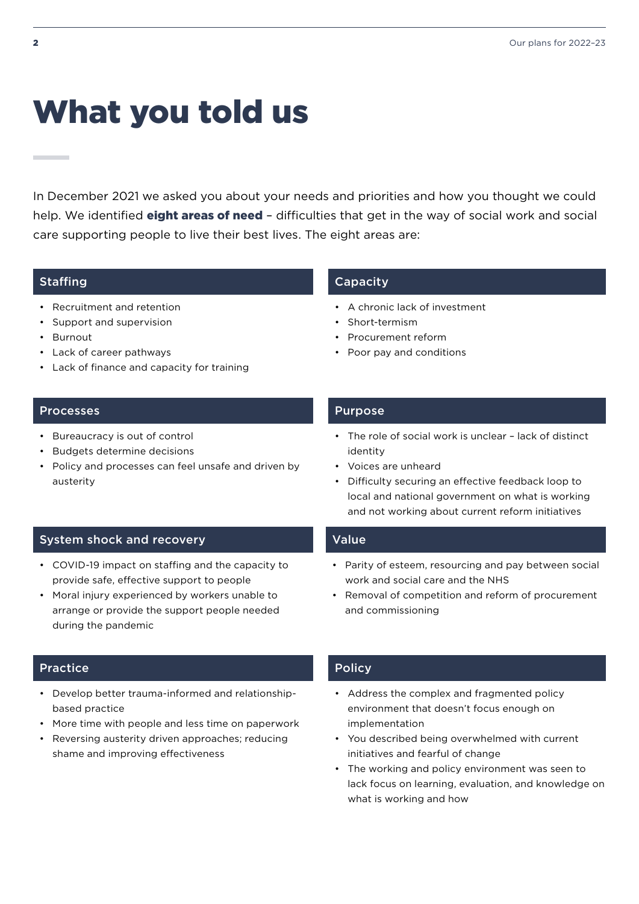# What you told us

In December 2021 we asked you about your needs and priorities and how you thought we could help. We identified **eight areas of need** – difficulties that get in the way of social work and social care supporting people to live their best lives. The eight areas are:

## Staffing

- Recruitment and retention
- Support and supervision
- Burnout
- Lack of career pathways
- Lack of finance and capacity for training

## Capacity

- A chronic lack of investment
- Short-termism
- Procurement reform
- Poor pay and conditions

## Processes

- Bureaucracy is out of control
- Budgets determine decisions
- Policy and processes can feel unsafe and driven by austerity

## Purpose

- The role of social work is unclear – lack of distinct identity
- Voices are unheard
- Difficulty securing an effective feedback loop to local and national government on what is working and not working about current reform initiatives

## System shock and recovery

- COVID-19 impact on staffing and the capacity to provide safe, effective support to people
- Moral injury experienced by workers unable to arrange or provide the support people needed during the pandemic

## Value

- Parity of esteem, resourcing and pay between social work and social care and the NHS
- Removal of competition and reform of procurement and commissioning

## Practice

- Develop better trauma-informed and relationship-based practice
- More time with people and less time on paperwork
- Reversing austerity driven approaches; reducing shame and improving effectiveness

## Policy

- Address the complex and fragmented policy environment that doesn't focus enough on implementation
- You described being overwhelmed with current initiatives and fearful of change
- The working and policy environment was seen to lack focus on learning, evaluation, and knowledge on what is working and how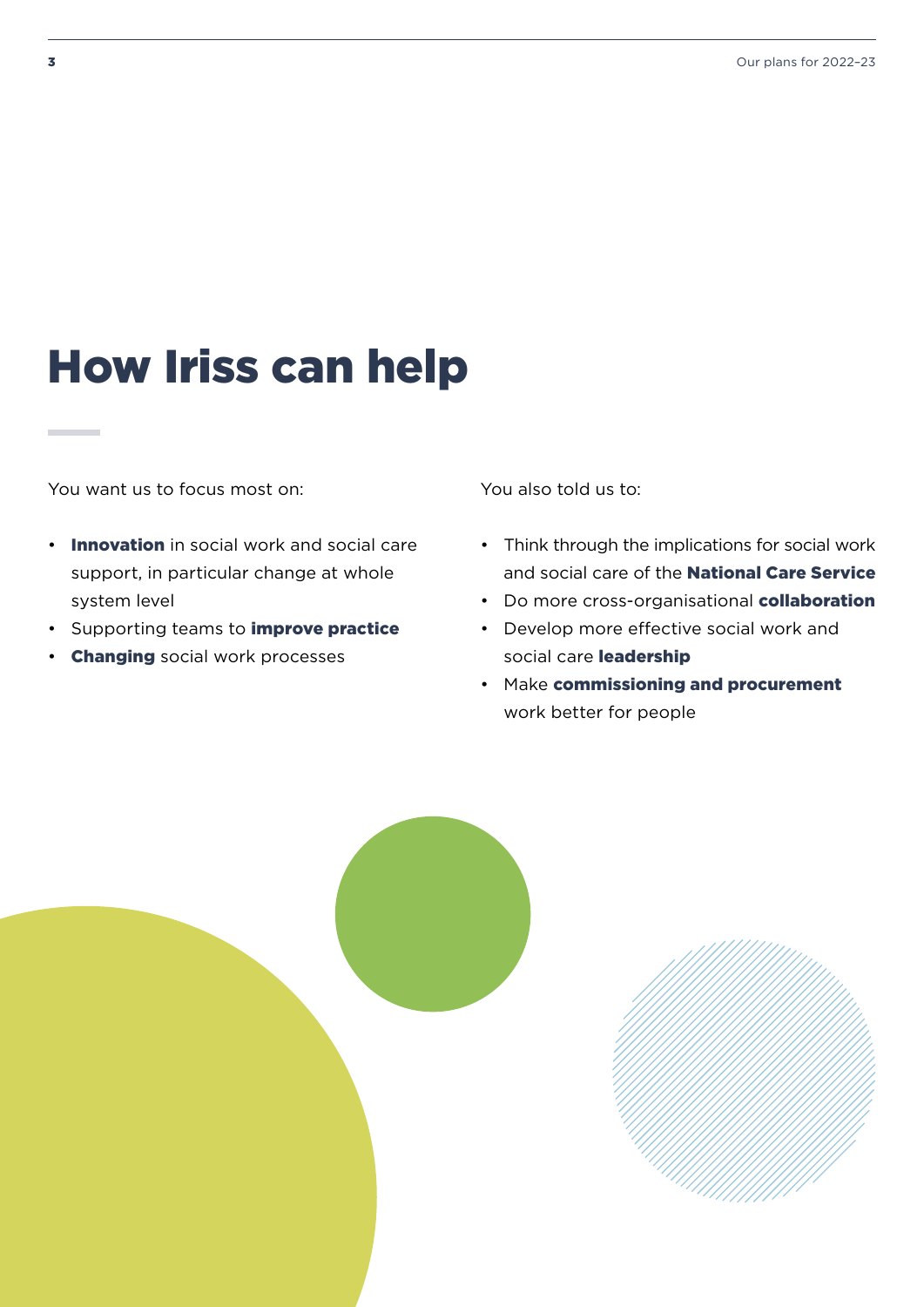# How Iriss can help

You want us to focus most on:

- **Innovation** in social work and social care support, in particular change at whole system level
- Supporting teams to **improve practice**
- **Changing** social work processes

You also told us to:

- Think through the implications for social work and social care of the **National Care Service**
- Do more cross-organisational **collaboration**
- Develop more effective social work and social care **leadership**
- Make **commissioning and procurement** work better for people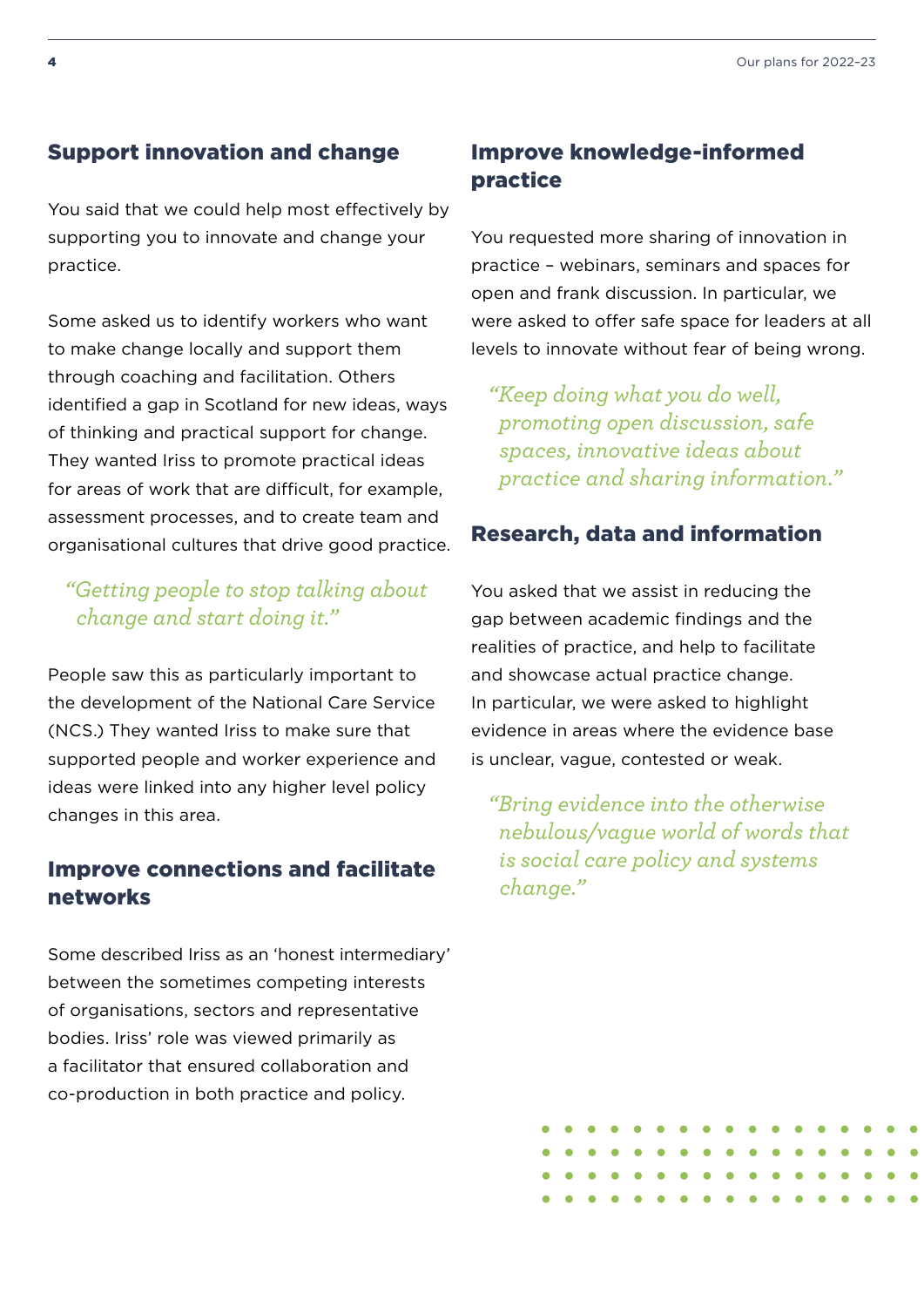## Support innovation and change

You said that we could help most effectively by supporting you to innovate and change your practice.

Some asked us to identify workers who want to make change locally and support them through coaching and facilitation. Others identified a gap in Scotland for new ideas, ways of thinking and practical support for change. They wanted Iriss to promote practical ideas for areas of work that are difficult, for example, assessment processes, and to create team and organisational cultures that drive good practice.

> *"Getting people to stop talking about change and start doing it."*

People saw this as particularly important to the development of the National Care Service (NCS.) They wanted Iriss to make sure that supported people and worker experience and ideas were linked into any higher level policy changes in this area.

## Improve connections and facilitate networks

Some described Iriss as an 'honest intermediary' between the sometimes competing interests of organisations, sectors and representative bodies. Iriss' role was viewed primarily as a facilitator that ensured collaboration and co-production in both practice and policy.

## Improve knowledge-informed practice

You requested more sharing of innovation in practice – webinars, seminars and spaces for open and frank discussion. In particular, we were asked to offer safe space for leaders at all levels to innovate without fear of being wrong.

> *"Keep doing what you do well, promoting open discussion, safe spaces, innovative ideas about practice and sharing information."*

## Research, data and information

You asked that we assist in reducing the gap between academic findings and the realities of practice, and help to facilitate and showcase actual practice change. In particular, we were asked to highlight evidence in areas where the evidence base is unclear, vague, contested or weak.

> *"Bring evidence into the otherwise nebulous/vague world of words that is social care policy and systems change."*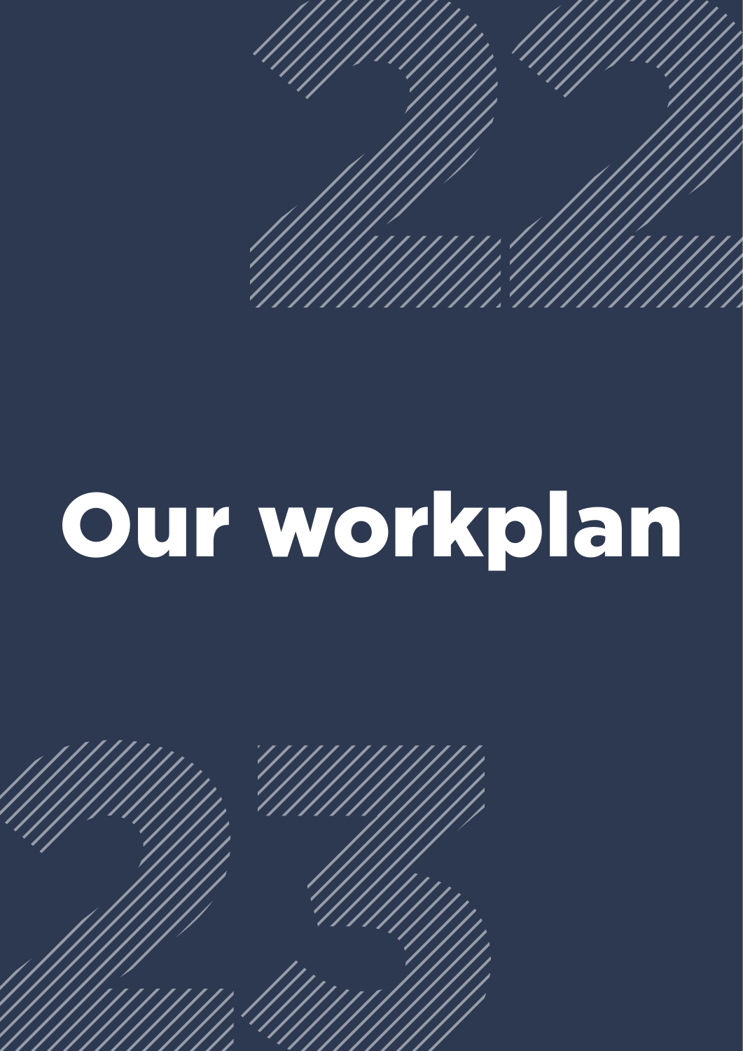# Our workplan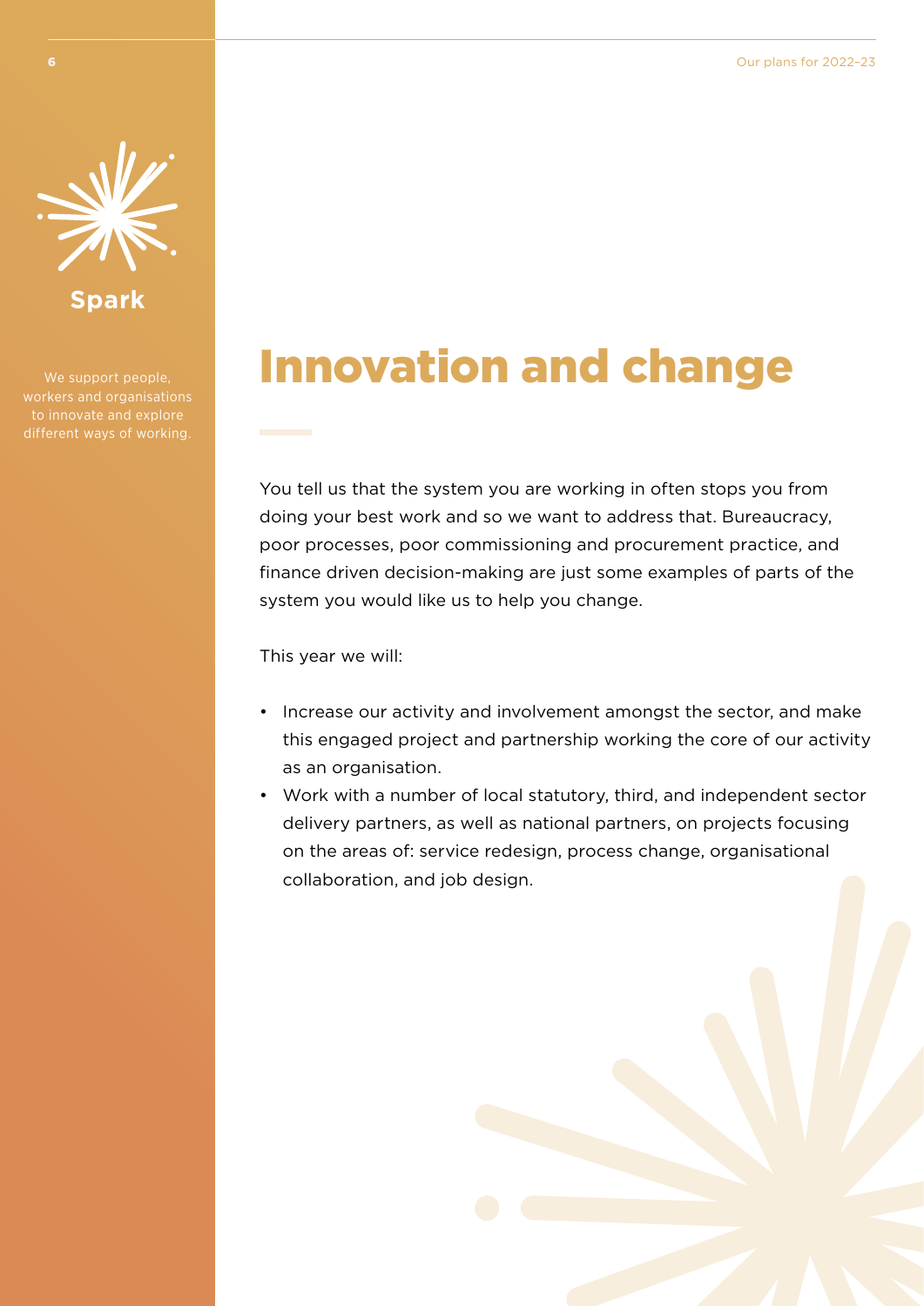**Spark**

We support people, workers and organisations to innovate and explore different ways of working.

# Innovation and change

You tell us that the system you are working in often stops you from doing your best work and so we want to address that. Bureaucracy, poor processes, poor commissioning and procurement practice, and finance driven decision-making are just some examples of parts of the system you would like us to help you change.

This year we will:

- Increase our activity and involvement amongst the sector, and make this engaged project and partnership working the core of our activity as an organisation.
- Work with a number of local statutory, third, and independent sector delivery partners, as well as national partners, on projects focusing on the areas of: service redesign, process change, organisational collaboration, and job design.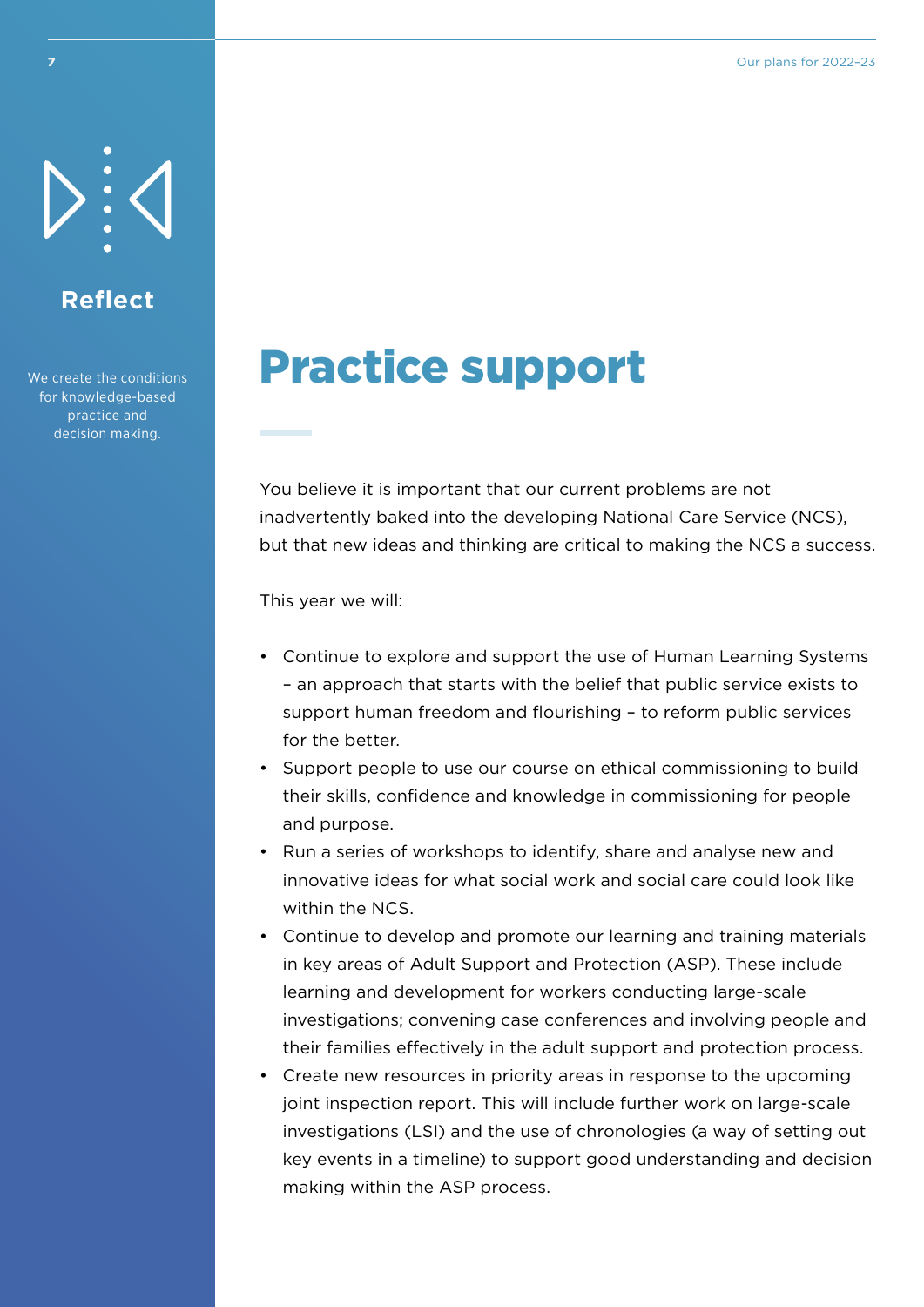## Reflect

We create the conditions for knowledge-based practice and decision making.

# Practice support

You believe it is important that our current problems are not inadvertently baked into the developing National Care Service (NCS), but that new ideas and thinking are critical to making the NCS a success.

This year we will:

- Continue to explore and support the use of Human Learning Systems – an approach that starts with the belief that public service exists to support human freedom and flourishing – to reform public services for the better.
- Support people to use our course on ethical commissioning to build their skills, confidence and knowledge in commissioning for people and purpose.
- Run a series of workshops to identify, share and analyse new and innovative ideas for what social work and social care could look like within the NCS.
- Continue to develop and promote our learning and training materials in key areas of Adult Support and Protection (ASP). These include learning and development for workers conducting large-scale investigations; convening case conferences and involving people and their families effectively in the adult support and protection process.
- Create new resources in priority areas in response to the upcoming joint inspection report. This will include further work on large-scale investigations (LSI) and the use of chronologies (a way of setting out key events in a timeline) to support good understanding and decision making within the ASP process.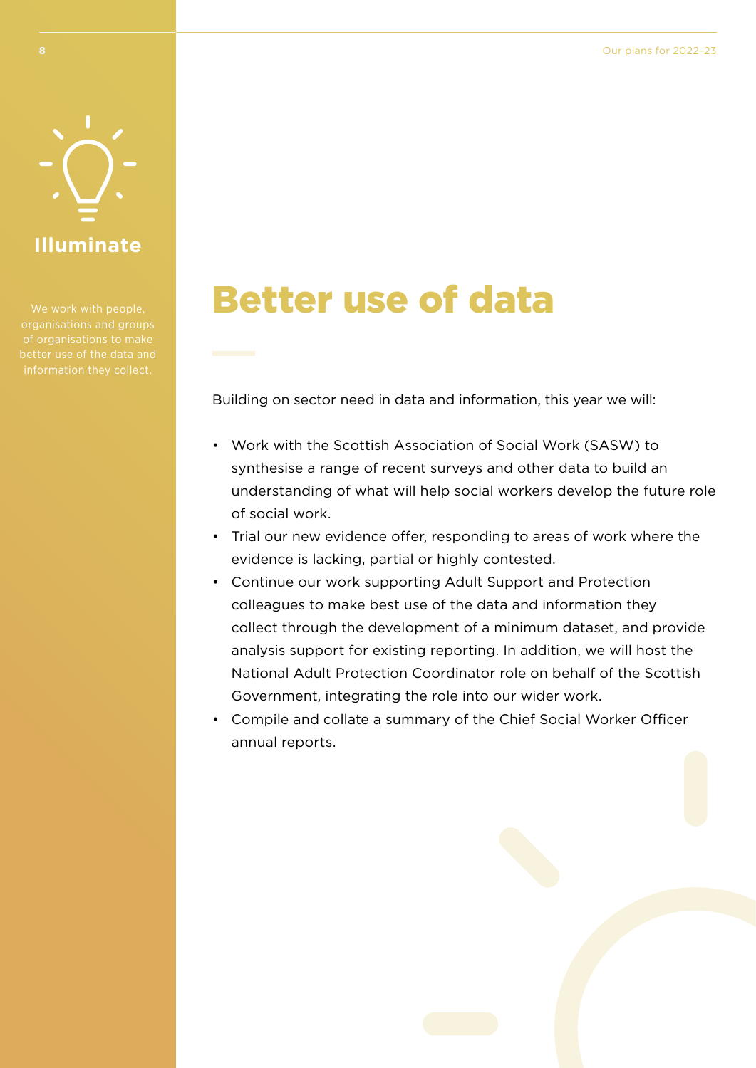## Illuminate

We work with people, organisations and groups of organisations to make better use of the data and information they collect.

# Better use of data

Building on sector need in data and information, this year we will:

- Work with the Scottish Association of Social Work (SASW) to synthesise a range of recent surveys and other data to build an understanding of what will help social workers develop the future role of social work.
- Trial our new evidence offer, responding to areas of work where the evidence is lacking, partial or highly contested.
- Continue our work supporting Adult Support and Protection colleagues to make best use of the data and information they collect through the development of a minimum dataset, and provide analysis support for existing reporting. In addition, we will host the National Adult Protection Coordinator role on behalf of the Scottish Government, integrating the role into our wider work.
- Compile and collate a summary of the Chief Social Worker Officer annual reports.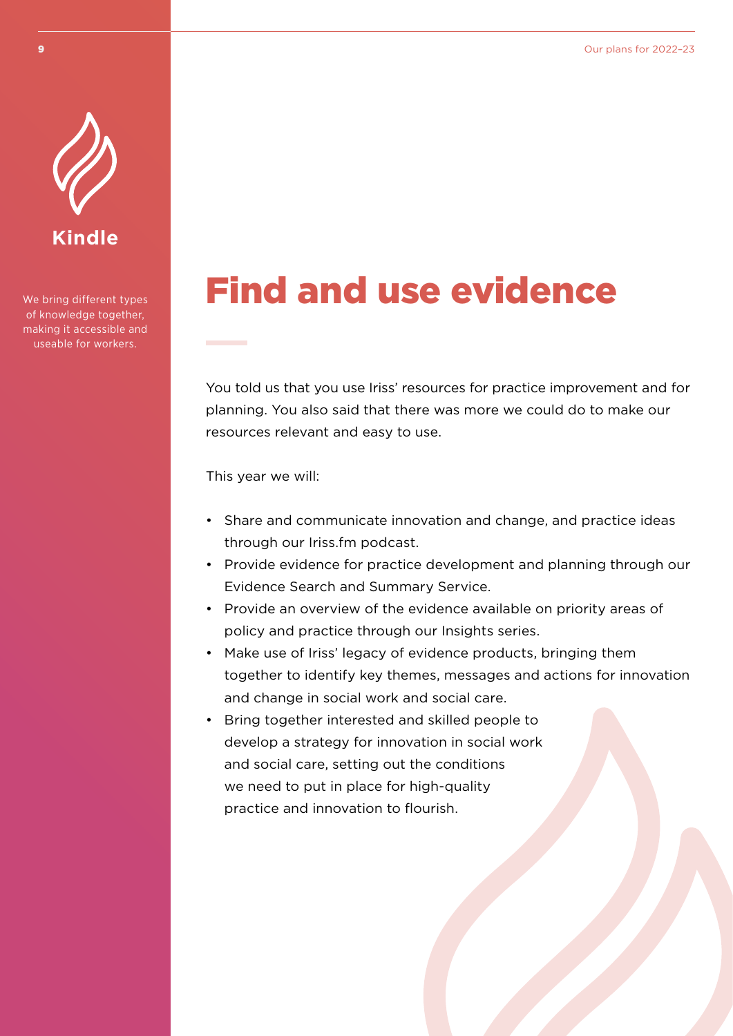**Kindle**

We bring different types of knowledge together, making it accessible and useable for workers.

# Find and use evidence

You told us that you use Iriss' resources for practice improvement and for planning. You also said that there was more we could do to make our resources relevant and easy to use.

This year we will:

- Share and communicate innovation and change, and practice ideas through our Iriss.fm podcast.
- Provide evidence for practice development and planning through our Evidence Search and Summary Service.
- Provide an overview of the evidence available on priority areas of policy and practice through our Insights series.
- Make use of Iriss' legacy of evidence products, bringing them together to identify key themes, messages and actions for innovation and change in social work and social care.
- Bring together interested and skilled people to develop a strategy for innovation in social work and social care, setting out the conditions we need to put in place for high-quality practice and innovation to flourish.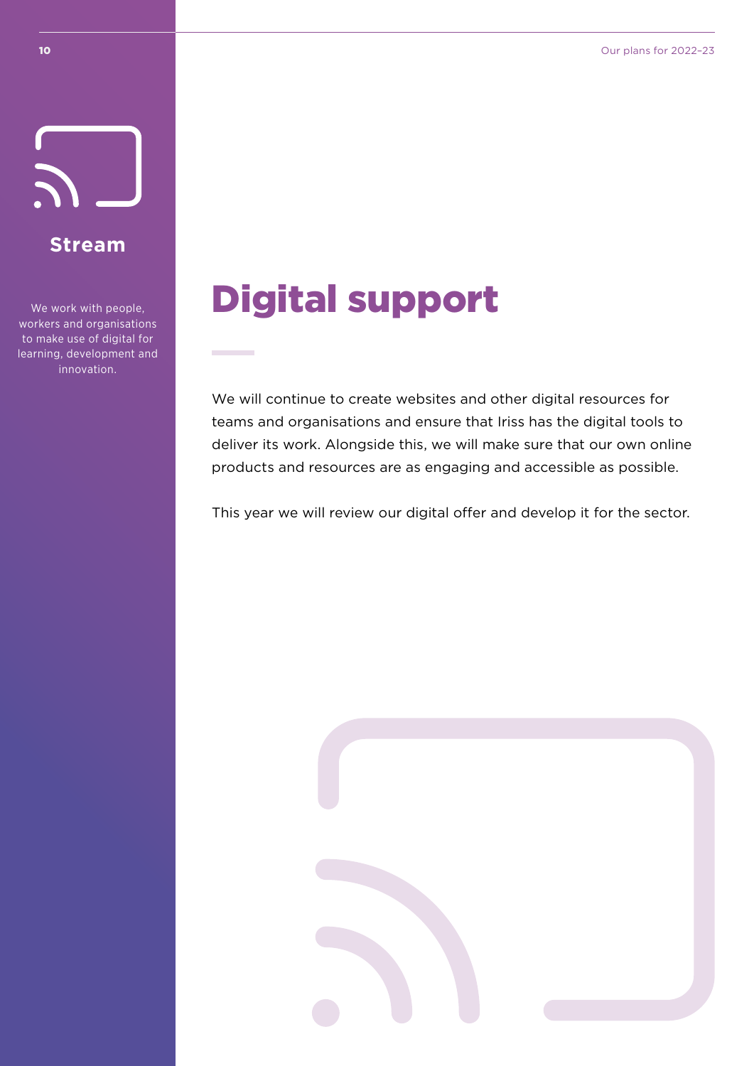**Stream**

We work with people, workers and organisations to make use of digital for learning, development and innovation.

# Digital support

We will continue to create websites and other digital resources for teams and organisations and ensure that Iriss has the digital tools to deliver its work. Alongside this, we will make sure that our own online products and resources are as engaging and accessible as possible.

This year we will review our digital offer and develop it for the sector.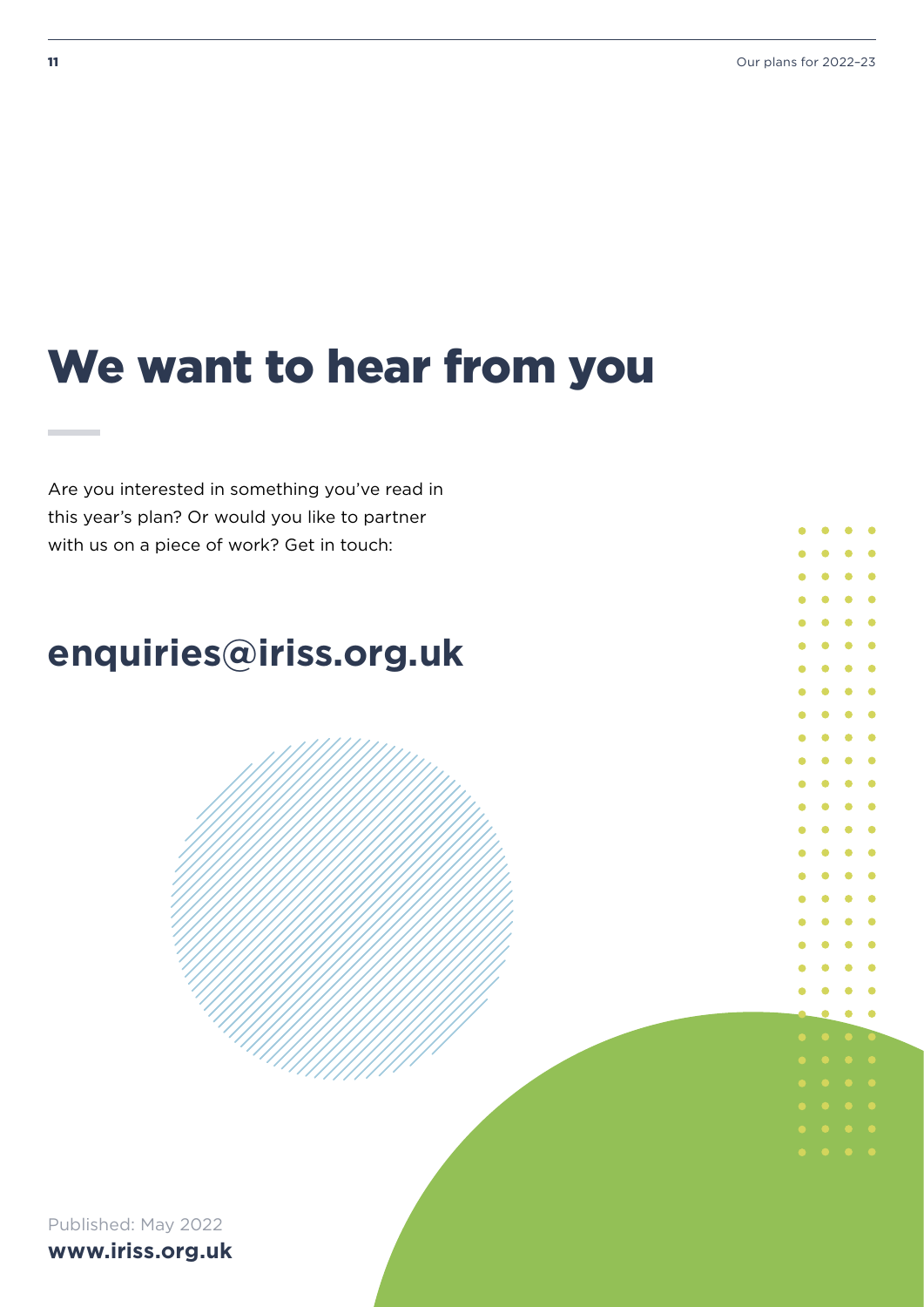# We want to hear from you

Are you interested in something you've read in this year's plan? Or would you like to partner with us on a piece of work? Get in touch:

## enquiries@iriss.org.uk

Published: May 2022

**www.iriss.org.uk**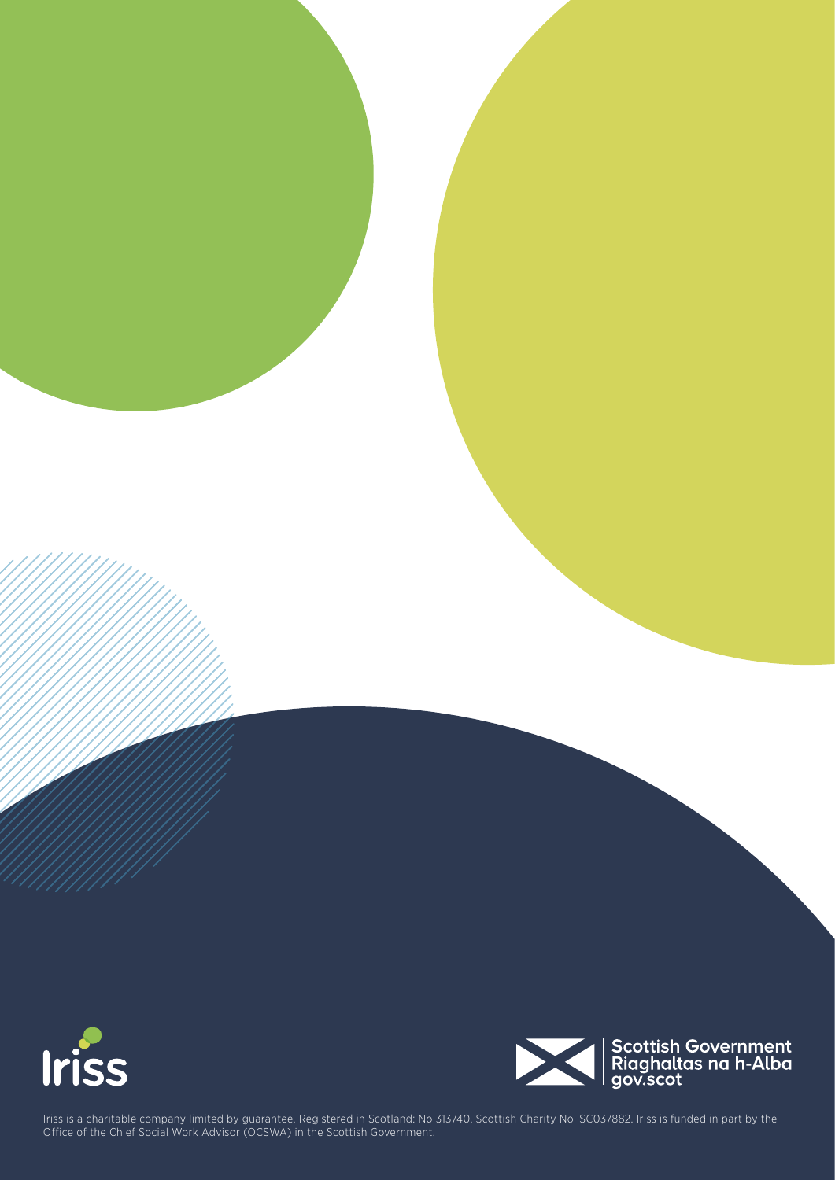Iriss

Scottish Government
Riaghaltas na h-Alba
gov.scot

Iriss is a charitable company limited by guarantee. Registered in Scotland: No 313740. Scottish Charity No: SC037882. Iriss is funded in part by the Office of the Chief Social Work Advisor (OCSWA) in the Scottish Government.